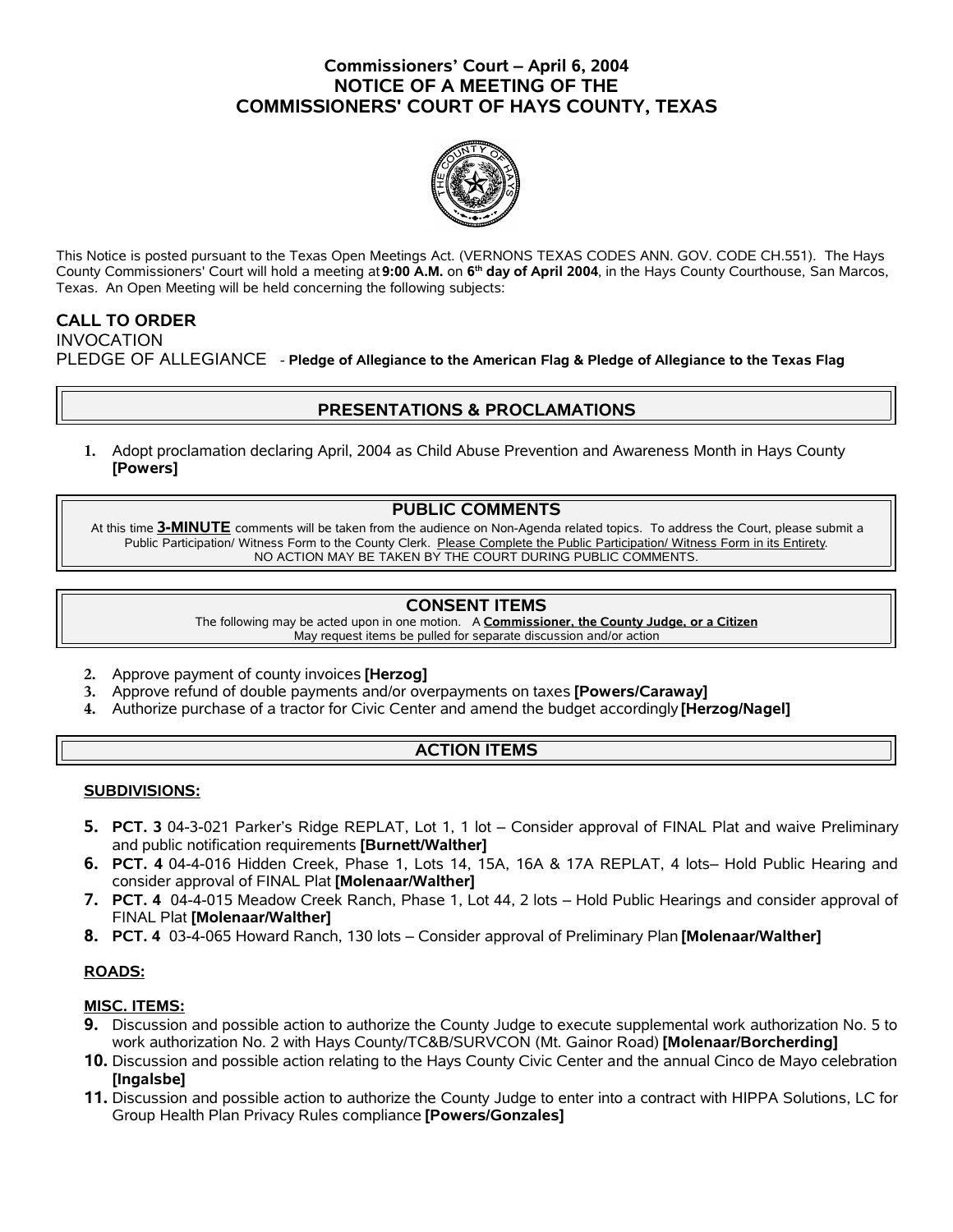# Commissioners' Court – April 6, 2004
# NOTICE OF A MEETING OF THE COMMISSIONERS' COURT OF HAYS COUNTY, TEXAS

This Notice is posted pursuant to the Texas Open Meetings Act. (VERNONS TEXAS CODES ANN. GOV. CODE CH.551). The Hays County Commissioners' Court will hold a meeting at **9:00 A.M.** on **6th day of April 2004**, in the Hays County Courthouse, San Marcos, Texas. An Open Meeting will be held concerning the following subjects:

**CALL TO ORDER**

INVOCATION

PLEDGE OF ALLEGIANCE - **Pledge of Allegiance to the American Flag & Pledge of Allegiance to the Texas Flag**

## PRESENTATIONS & PROCLAMATIONS

1. Adopt proclamation declaring April, 2004 as Child Abuse Prevention and Awareness Month in Hays County **[Powers]**

## PUBLIC COMMENTS

At this time **3-MINUTE** comments will be taken from the audience on Non-Agenda related topics. To address the Court, please submit a Public Participation/ Witness Form to the County Clerk. Please Complete the Public Participation/ Witness Form in its Entirety. NO ACTION MAY BE TAKEN BY THE COURT DURING PUBLIC COMMENTS.

## CONSENT ITEMS

The following may be acted upon in one motion. A **Commissioner, the County Judge, or a Citizen** May request items be pulled for separate discussion and/or action

2. Approve payment of county invoices **[Herzog]**
3. Approve refund of double payments and/or overpayments on taxes **[Powers/Caraway]**
4. Authorize purchase of a tractor for Civic Center and amend the budget accordingly **[Herzog/Nagel]**

## ACTION ITEMS

### SUBDIVISIONS:

5. **PCT. 3** 04-3-021 Parker's Ridge REPLAT, Lot 1, 1 lot – Consider approval of FINAL Plat and waive Preliminary and public notification requirements **[Burnett/Walther]**
6. **PCT. 4** 04-4-016 Hidden Creek, Phase 1, Lots 14, 15A, 16A & 17A REPLAT, 4 lots– Hold Public Hearing and consider approval of FINAL Plat **[Molenaar/Walther]**
7. **PCT. 4** 04-4-015 Meadow Creek Ranch, Phase 1, Lot 44, 2 lots – Hold Public Hearings and consider approval of FINAL Plat **[Molenaar/Walther]**
8. **PCT. 4** 03-4-065 Howard Ranch, 130 lots – Consider approval of Preliminary Plan **[Molenaar/Walther]**

### ROADS:

### MISC. ITEMS:

9. Discussion and possible action to authorize the County Judge to execute supplemental work authorization No. 5 to work authorization No. 2 with Hays County/TC&B/SURVCON (Mt. Gainor Road) **[Molenaar/Borcherding]**
10. Discussion and possible action relating to the Hays County Civic Center and the annual Cinco de Mayo celebration **[Ingalsbe]**
11. Discussion and possible action to authorize the County Judge to enter into a contract with HIPPA Solutions, LC for Group Health Plan Privacy Rules compliance **[Powers/Gonzales]**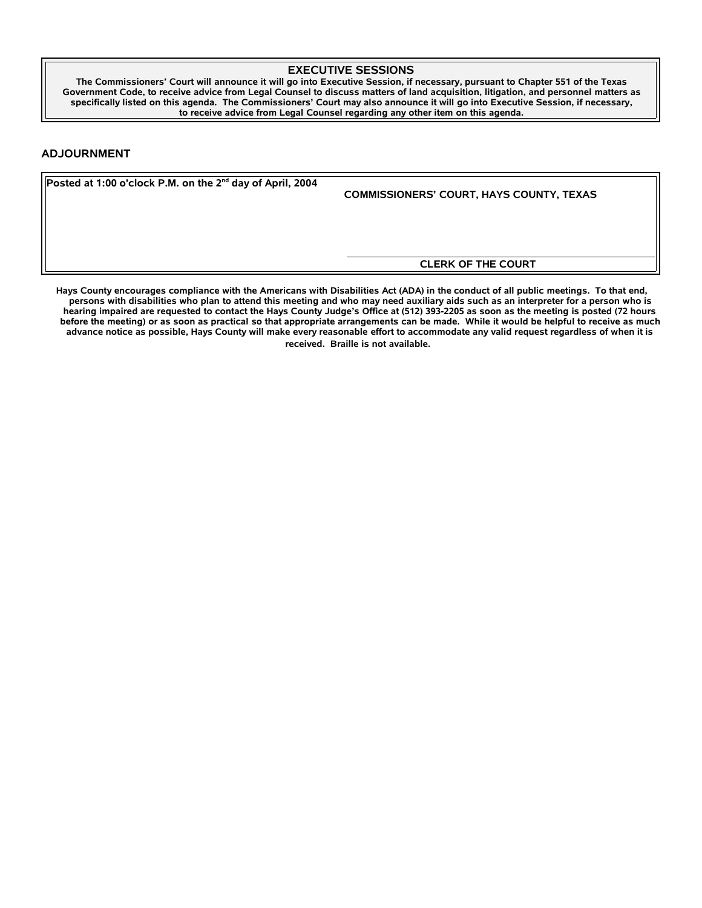## EXECUTIVE SESSIONS

**The Commissioners' Court will announce it will go into Executive Session, if necessary, pursuant to Chapter 551 of the Texas Government Code, to receive advice from Legal Counsel to discuss matters of land acquisition, litigation, and personnel matters as specifically listed on this agenda. The Commissioners' Court may also announce it will go into Executive Session, if necessary, to receive advice from Legal Counsel regarding any other item on this agenda.**

## ADJOURNMENT

**Posted at 1:00 o'clock P.M. on the 2nd day of April, 2004**

**COMMISSIONERS' COURT, HAYS COUNTY, TEXAS**

**CLERK OF THE COURT**

**Hays County encourages compliance with the Americans with Disabilities Act (ADA) in the conduct of all public meetings. To that end, persons with disabilities who plan to attend this meeting and who may need auxiliary aids such as an interpreter for a person who is hearing impaired are requested to contact the Hays County Judge's Office at (512) 393-2205 as soon as the meeting is posted (72 hours before the meeting) or as soon as practical so that appropriate arrangements can be made. While it would be helpful to receive as much advance notice as possible, Hays County will make every reasonable effort to accommodate any valid request regardless of when it is received. Braille is not available.**